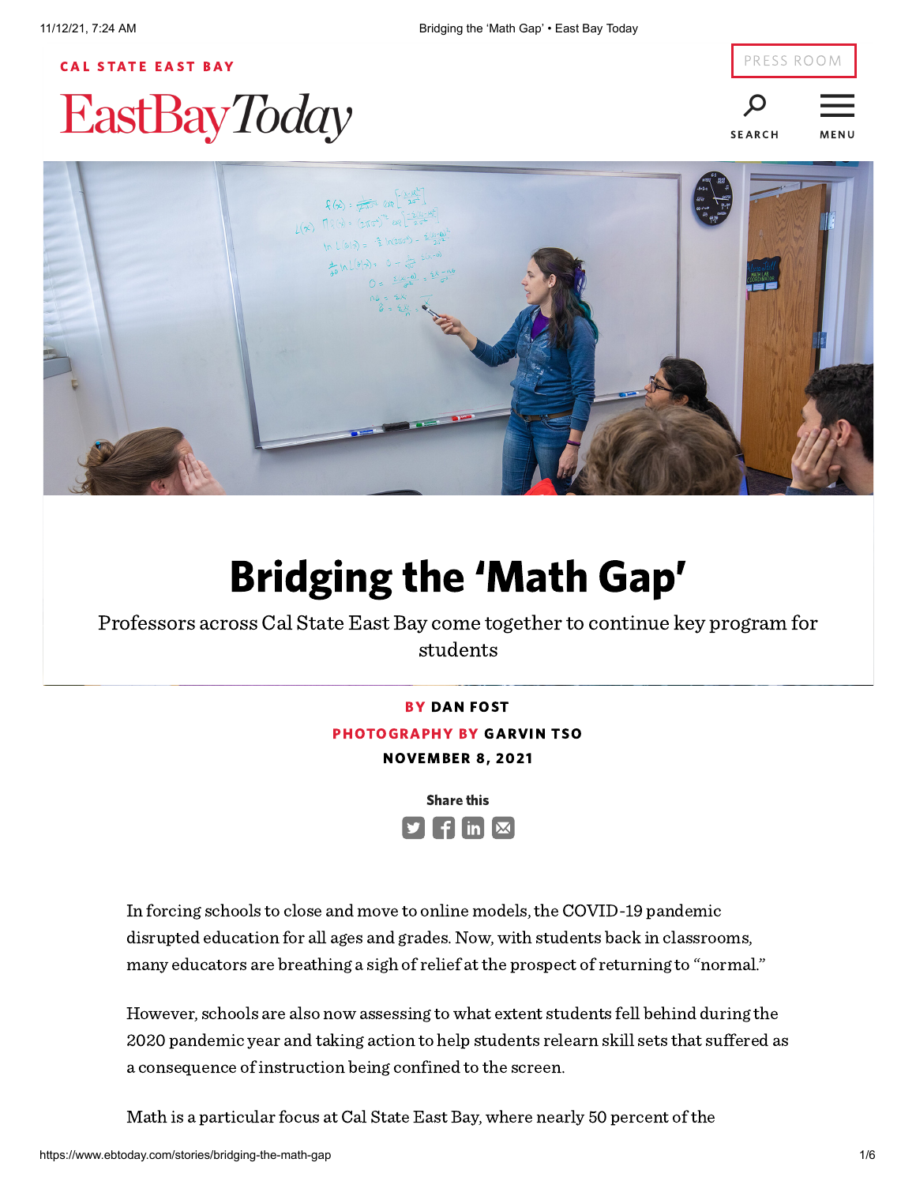CAL STATE EAST BAY

EastBayToday

# Bridging the 'Math Gap'

Professors across Cal State East Bay come together to continue key program for students

**BY DAN FOST**

**PHOTOGRAPHY BY GARVIN TSO**

**NOVEMBER 8, 2021**

In forcing schools to close and move to online models, the COVID-19 pandemic disrupted education for all ages and grades. Now, with students back in classrooms, many educators are breathing a sigh of relief at the prospect of returning to "normal."

However, schools are also now assessing to what extent students fell behind during the 2020 pandemic year and taking action to help students relearn skill sets that suffered as a consequence of instruction being confined to the screen.

Math is a particular focus at Cal State East Bay, where nearly 50 percent of the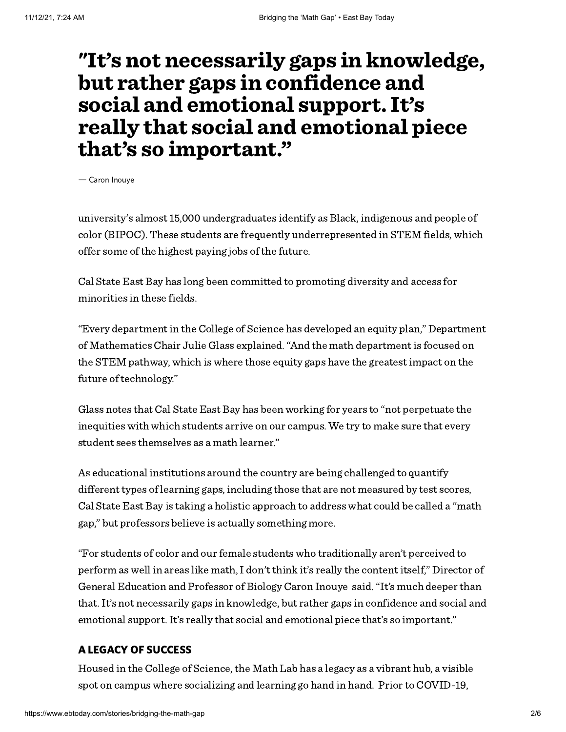> **"It's not necessarily gaps in knowledge, but rather gaps in confidence and social and emotional support. It's really that social and emotional piece that's so important."**
>
> — Caron Inouye

university's almost 15,000 undergraduates identify as Black, indigenous and people of color (BIPOC). These students are frequently underrepresented in STEM fields, which offer some of the highest paying jobs of the future.

Cal State East Bay has long been committed to promoting diversity and access for minorities in these fields.

"Every department in the College of Science has developed an equity plan," Department of Mathematics Chair Julie Glass explained. "And the math department is focused on the STEM pathway, which is where those equity gaps have the greatest impact on the future of technology."

Glass notes that Cal State East Bay has been working for years to "not perpetuate the inequities with which students arrive on our campus. We try to make sure that every student sees themselves as a math learner."

As educational institutions around the country are being challenged to quantify different types of learning gaps, including those that are not measured by test scores, Cal State East Bay is taking a holistic approach to address what could be called a "math gap," but professors believe is actually something more.

"For students of color and our female students who traditionally aren't perceived to perform as well in areas like math, I don't think it's really the content itself," Director of General Education and Professor of Biology Caron Inouye said. "It's much deeper than that. It's not necessarily gaps in knowledge, but rather gaps in confidence and social and emotional support. It's really that social and emotional piece that's so important."

## A LEGACY OF SUCCESS

Housed in the College of Science, the Math Lab has a legacy as a vibrant hub, a visible spot on campus where socializing and learning go hand in hand. Prior to COVID-19,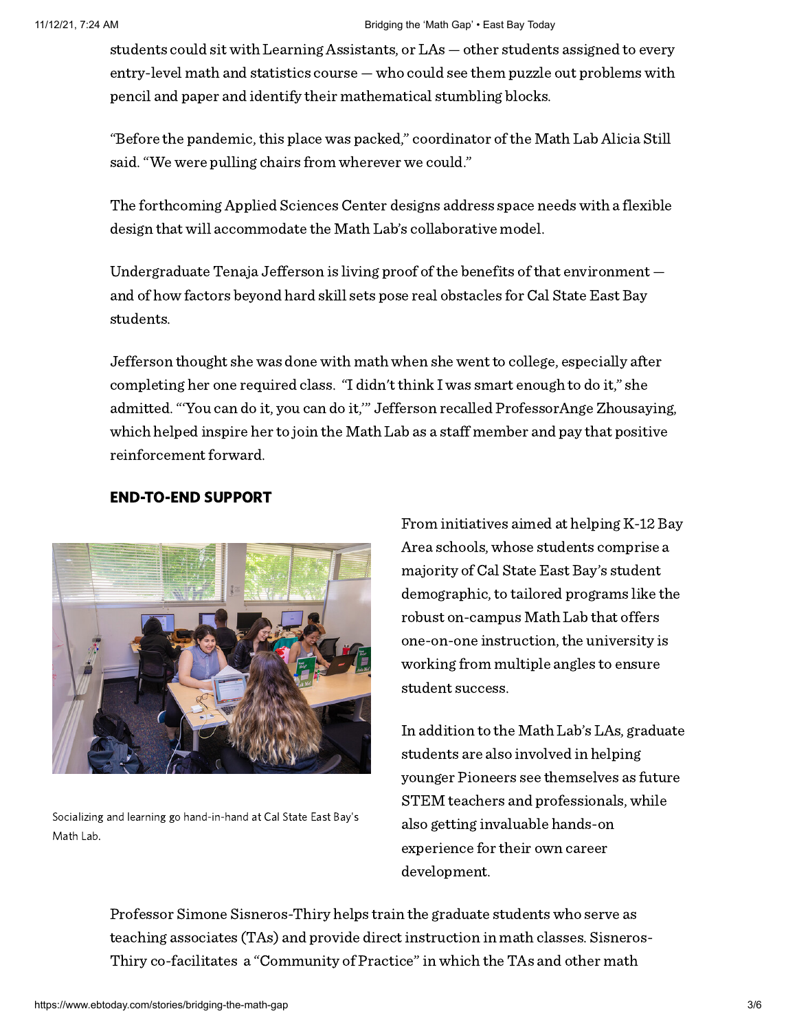students could sit with Learning Assistants, or LAs — other students assigned to every entry-level math and statistics course — who could see them puzzle out problems with pencil and paper and identify their mathematical stumbling blocks.

"Before the pandemic, this place was packed," coordinator of the Math Lab Alicia Still said. "We were pulling chairs from wherever we could."

The forthcoming Applied Sciences Center designs address space needs with a flexible design that will accommodate the Math Lab's collaborative model.

Undergraduate Tenaja Jefferson is living proof of the benefits of that environment — and of how factors beyond hard skill sets pose real obstacles for Cal State East Bay students.

Jefferson thought she was done with math when she went to college, especially after completing her one required class. "I didn't think I was smart enough to do it," she admitted. "'You can do it, you can do it,'" Jefferson recalled ProfessorAnge Zhousaying, which helped inspire her to join the Math Lab as a staff member and pay that positive reinforcement forward.

## END-TO-END SUPPORT

Socializing and learning go hand-in-hand at Cal State East Bay's Math Lab.

From initiatives aimed at helping K-12 Bay Area schools, whose students comprise a majority of Cal State East Bay's student demographic, to tailored programs like the robust on-campus Math Lab that offers one-on-one instruction, the university is working from multiple angles to ensure student success.

In addition to the Math Lab's LAs, graduate students are also involved in helping younger Pioneers see themselves as future STEM teachers and professionals, while also getting invaluable hands-on experience for their own career development.

Professor Simone Sisneros-Thiry helps train the graduate students who serve as teaching associates (TAs) and provide direct instruction in math classes. Sisneros-Thiry co-facilitates a "Community of Practice" in which the TAs and other math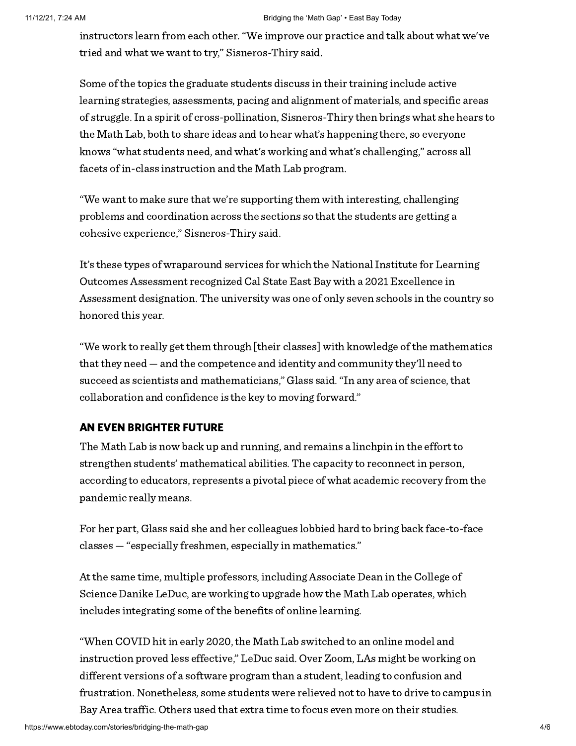instructors learn from each other. "We improve our practice and talk about what we've tried and what we want to try," Sisneros-Thiry said.

Some of the topics the graduate students discuss in their training include active learning strategies, assessments, pacing and alignment of materials, and specific areas of struggle. In a spirit of cross-pollination, Sisneros-Thiry then brings what she hears to the Math Lab, both to share ideas and to hear what's happening there, so everyone knows "what students need, and what's working and what's challenging," across all facets of in-class instruction and the Math Lab program.

"We want to make sure that we're supporting them with interesting, challenging problems and coordination across the sections so that the students are getting a cohesive experience," Sisneros-Thiry said.

It's these types of wraparound services for which the National Institute for Learning Outcomes Assessment recognized Cal State East Bay with a 2021 Excellence in Assessment designation. The university was one of only seven schools in the country so honored this year.

"We work to really get them through [their classes] with knowledge of the mathematics that they need — and the competence and identity and community they'll need to succeed as scientists and mathematicians," Glass said. "In any area of science, that collaboration and confidence is the key to moving forward."

## AN EVEN BRIGHTER FUTURE

The Math Lab is now back up and running, and remains a linchpin in the effort to strengthen students' mathematical abilities. The capacity to reconnect in person, according to educators, represents a pivotal piece of what academic recovery from the pandemic really means.

For her part, Glass said she and her colleagues lobbied hard to bring back face-to-face classes — "especially freshmen, especially in mathematics."

At the same time, multiple professors, including Associate Dean in the College of Science Danike LeDuc, are working to upgrade how the Math Lab operates, which includes integrating some of the benefits of online learning.

"When COVID hit in early 2020, the Math Lab switched to an online model and instruction proved less effective," LeDuc said. Over Zoom, LAs might be working on different versions of a software program than a student, leading to confusion and frustration. Nonetheless, some students were relieved not to have to drive to campus in Bay Area traffic. Others used that extra time to focus even more on their studies.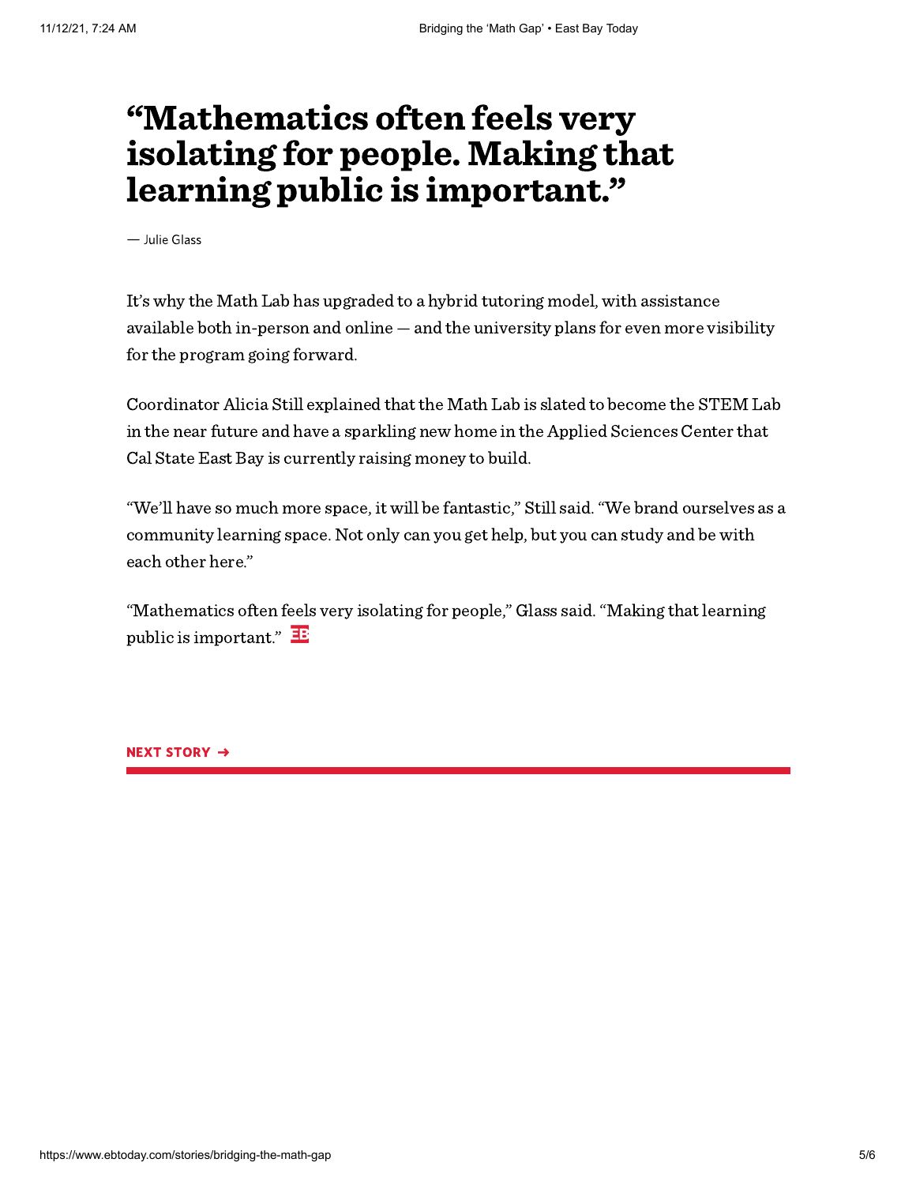# “Mathematics often feels very isolating for people. Making that learning public is important.”

— Julie Glass

It’s why the Math Lab has upgraded to a hybrid tutoring model, with assistance available both in-person and online — and the university plans for even more visibility for the program going forward.

Coordinator Alicia Still explained that the Math Lab is slated to become the STEM Lab in the near future and have a sparkling new home in the Applied Sciences Center that Cal State East Bay is currently raising money to build.

“We’ll have so much more space, it will be fantastic,” Still said. “We brand ourselves as a community learning space. Not only can you get help, but you can study and be with each other here.”

“Mathematics often feels very isolating for people,” Glass said. “Making that learning public is important.”

**NEXT STORY →**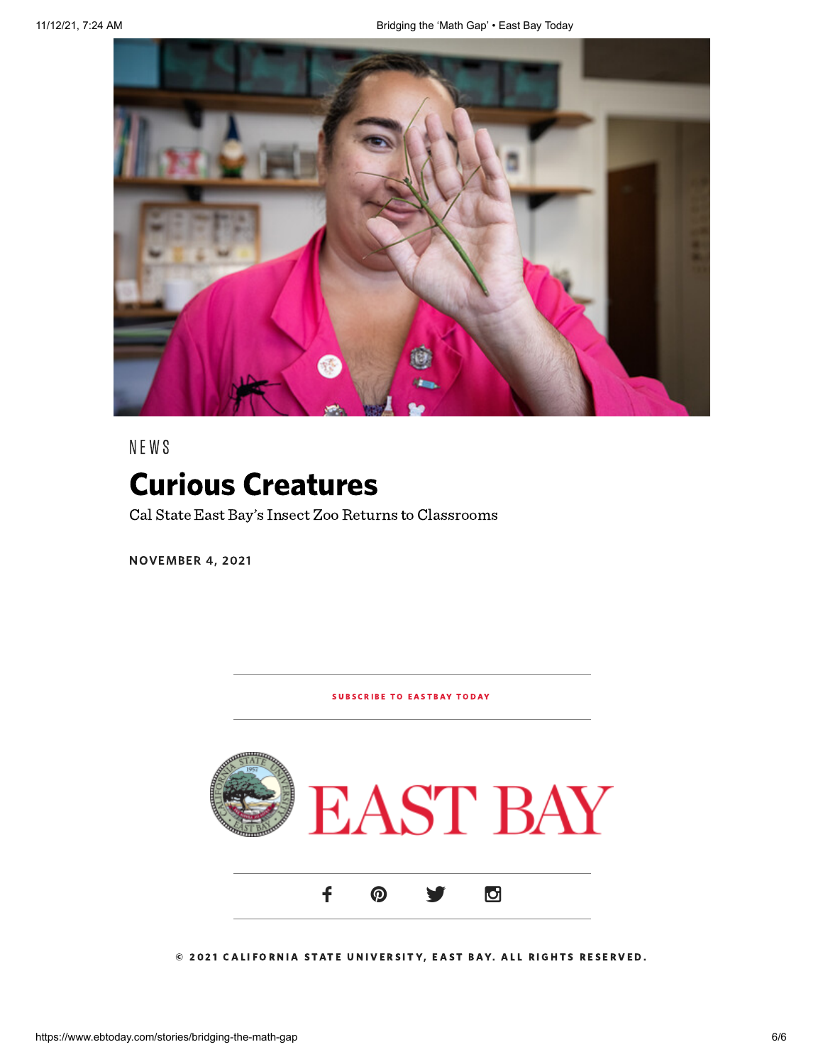NEWS

# Curious Creatures

Cal State East Bay's Insect Zoo Returns to Classrooms

**NOVEMBER 4, 2021**

SUBSCRIBE TO EASTBAY TODAY

EAST BAY

© 2021 CALIFORNIA STATE UNIVERSITY, EAST BAY. ALL RIGHTS RESERVED.